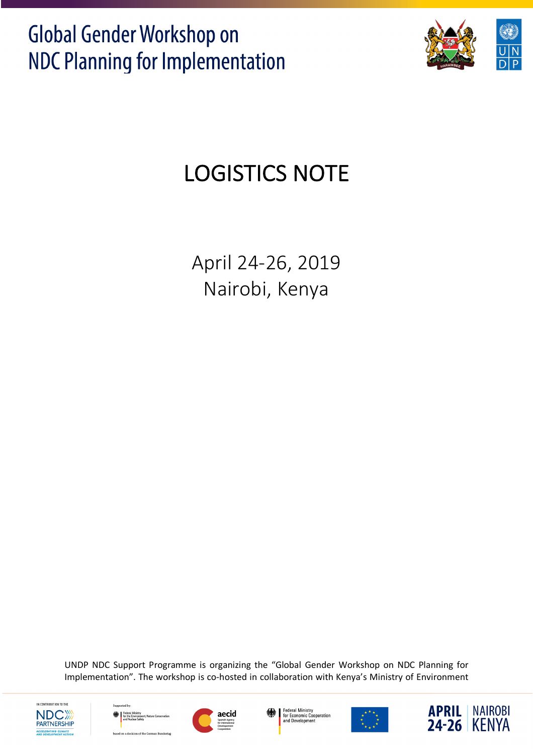# Global Gender Workshop on NDC Planning for Implementation

# LOGISTICS NOTE

April 24-26, 2019
Nairobi, Kenya

UNDP NDC Support Programme is organizing the "Global Gender Workshop on NDC Planning for Implementation". The workshop is co-hosted in collaboration with Kenya's Ministry of Environment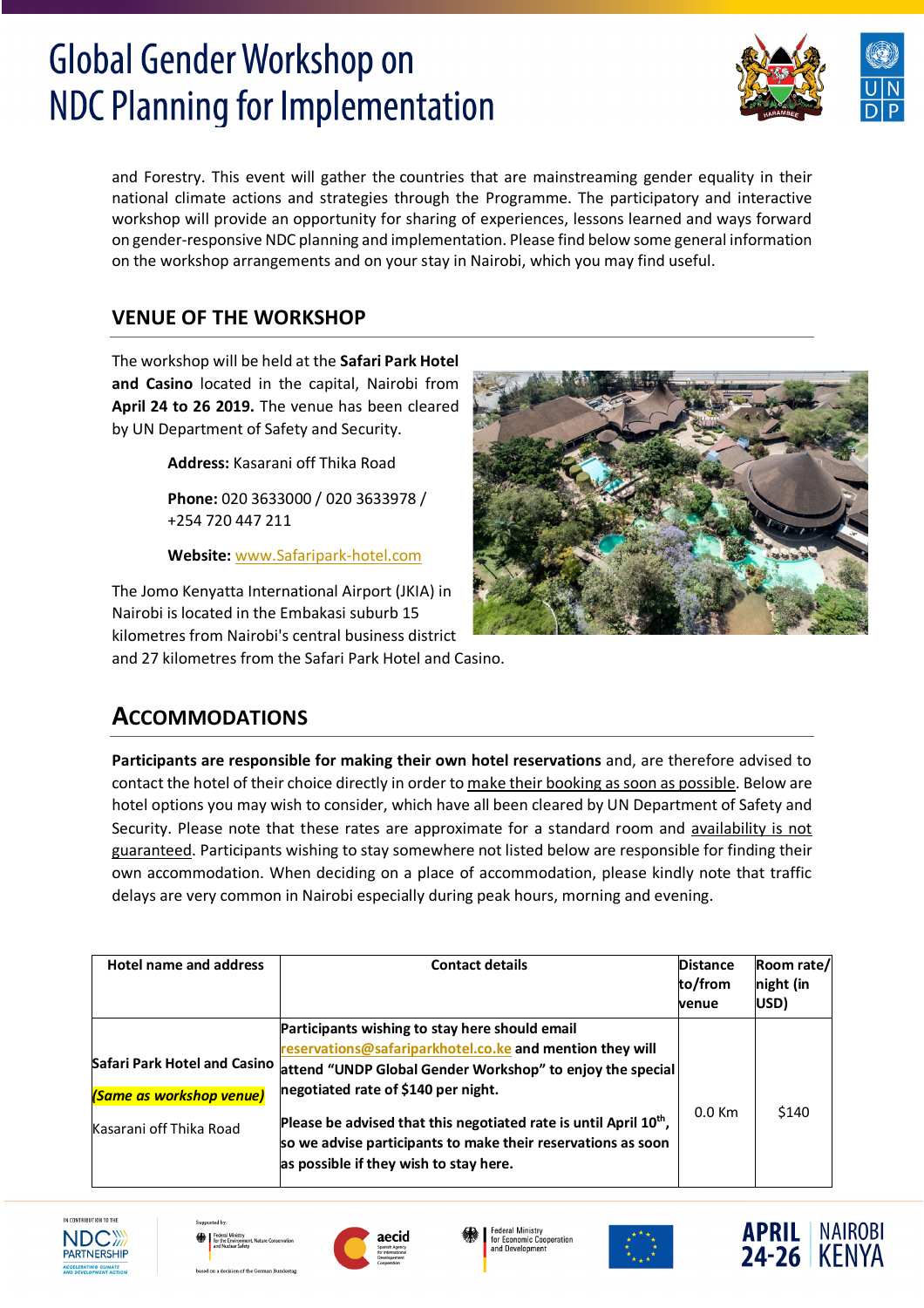# Global Gender Workshop on NDC Planning for Implementation

and Forestry. This event will gather the countries that are mainstreaming gender equality in their national climate actions and strategies through the Programme. The participatory and interactive workshop will provide an opportunity for sharing of experiences, lessons learned and ways forward on gender-responsive NDC planning and implementation. Please find below some general information on the workshop arrangements and on your stay in Nairobi, which you may find useful.

## VENUE OF THE WORKSHOP

The workshop will be held at the **Safari Park Hotel and Casino** located in the capital, Nairobi from **April 24 to 26 2019.** The venue has been cleared by UN Department of Safety and Security.

**Address:** Kasarani off Thika Road

**Phone:** 020 3633000 / 020 3633978 / +254 720 447 211

**Website:** www.Safaripark-hotel.com

The Jomo Kenyatta International Airport (JKIA) in Nairobi is located in the Embakasi suburb 15 kilometres from Nairobi's central business district and 27 kilometres from the Safari Park Hotel and Casino.

## ACCOMMODATIONS

**Participants are responsible for making their own hotel reservations** and, are therefore advised to contact the hotel of their choice directly in order to make their booking as soon as possible. Below are hotel options you may wish to consider, which have all been cleared by UN Department of Safety and Security. Please note that these rates are approximate for a standard room and availability is not guaranteed. Participants wishing to stay somewhere not listed below are responsible for finding their own accommodation. When deciding on a place of accommodation, please kindly note that traffic delays are very common in Nairobi especially during peak hours, morning and evening.

| Hotel name and address | Contact details | Distance to/from venue | Room rate/ night (in USD) |
|---|---|---|---|
| Safari Park Hotel and Casino<br>*(Same as workshop venue)*<br>Kasarani off Thika Road | **Participants wishing to stay here should email reservations@safariparkhotel.co.ke and mention they will attend "UNDP Global Gender Workshop" to enjoy the special negotiated rate of $140 per night.**<br>**Please be advised that this negotiated rate is until April 10th, so we advise participants to make their reservations as soon as possible if they wish to stay here.** | 0.0 Km | $140 |

APRIL 24-26 NAIROBI KENYA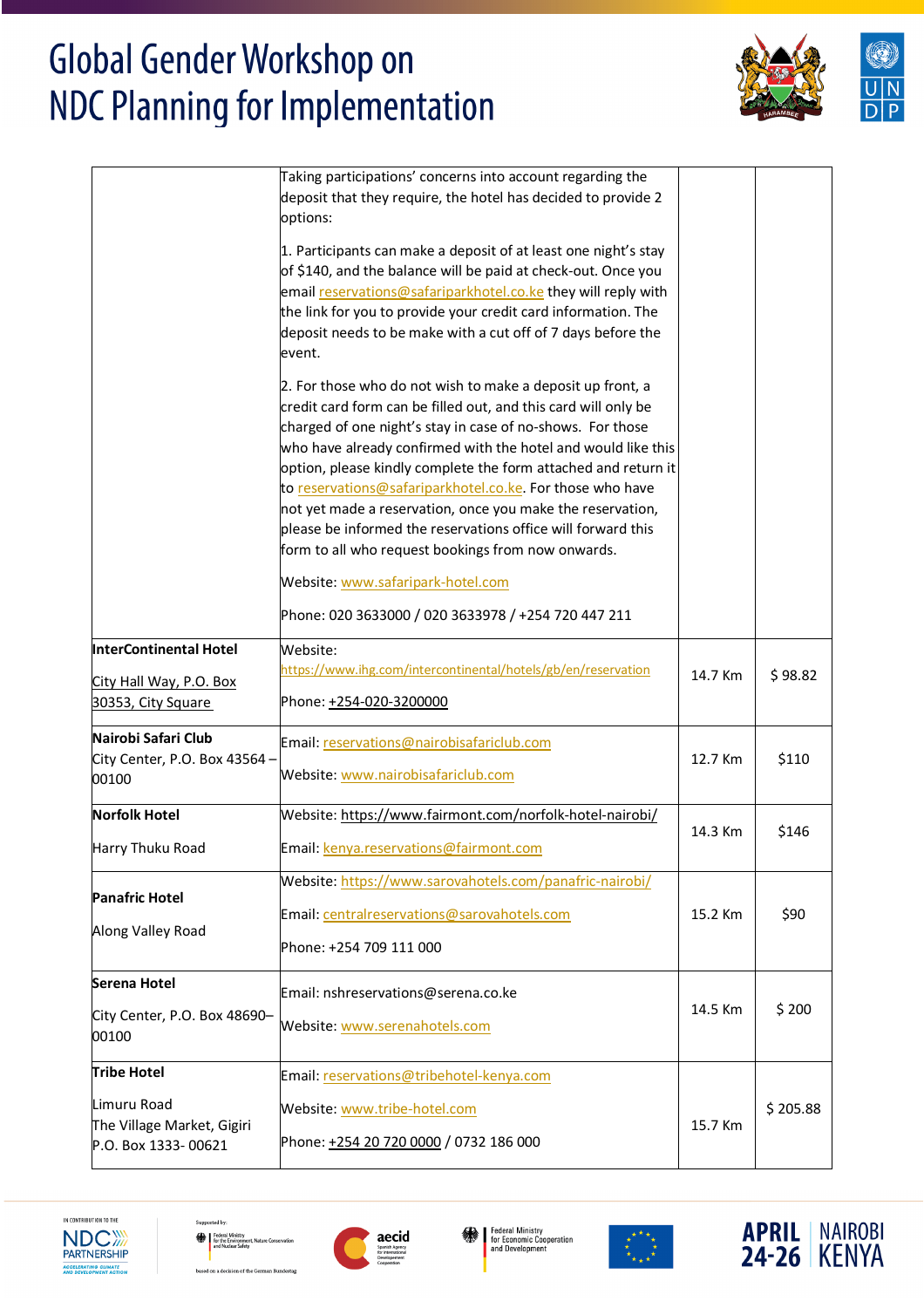| | | | |
|---|---|---|---|
| | Taking participations' concerns into account regarding the deposit that they require, the hotel has decided to provide 2 options:<br><br>1. Participants can make a deposit of at least one night's stay of $140, and the balance will be paid at check-out. Once you email reservations@safariparkhotel.co.ke they will reply with the link for you to provide your credit card information. The deposit needs to be make with a cut off of 7 days before the event.<br><br>2. For those who do not wish to make a deposit up front, a credit card form can be filled out, and this card will only be charged of one night's stay in case of no-shows. For those who have already confirmed with the hotel and would like this option, please kindly complete the form attached and return it to reservations@safariparkhotel.co.ke. For those who have not yet made a reservation, once you make the reservation, please be informed the reservations office will forward this form to all who request bookings from now onwards.<br><br>Website: www.safaripark-hotel.com<br><br>Phone: 020 3633000 / 020 3633978 / +254 720 447 211 | | |
| **InterContinental Hotel**<br><br>City Hall Way, P.O. Box 30353, City Square | Website: https://www.ihg.com/intercontinental/hotels/gb/en/reservation<br><br>Phone: +254-020-3200000 | 14.7 Km | $ 98.82 |
| **Nairobi Safari Club**<br>City Center, P.O. Box 43564 – 00100 | Email: reservations@nairobisafariclub.com<br><br>Website: www.nairobisafariclub.com | 12.7 Km | $110 |
| **Norfolk Hotel**<br><br>Harry Thuku Road | Website: https://www.fairmont.com/norfolk-hotel-nairobi/<br><br>Email: kenya.reservations@fairmont.com | 14.3 Km | $146 |
| **Panafric Hotel**<br><br>Along Valley Road | Website: https://www.sarovahotels.com/panafric-nairobi/<br><br>Email: centralreservations@sarovahotels.com<br><br>Phone: +254 709 111 000 | 15.2 Km | $90 |
| **Serena Hotel**<br><br>City Center, P.O. Box 48690– 00100 | Email: nshreservations@serena.co.ke<br><br>Website: www.serenahotels.com | 14.5 Km | $ 200 |
| **Tribe Hotel**<br><br>Limuru Road<br>The Village Market, Gigiri<br>P.O. Box 1333- 00621 | Email: reservations@tribehotel-kenya.com<br><br>Website: www.tribe-hotel.com<br><br>Phone: +254 20 720 0000 / 0732 186 000 | 15.7 Km | $ 205.88 |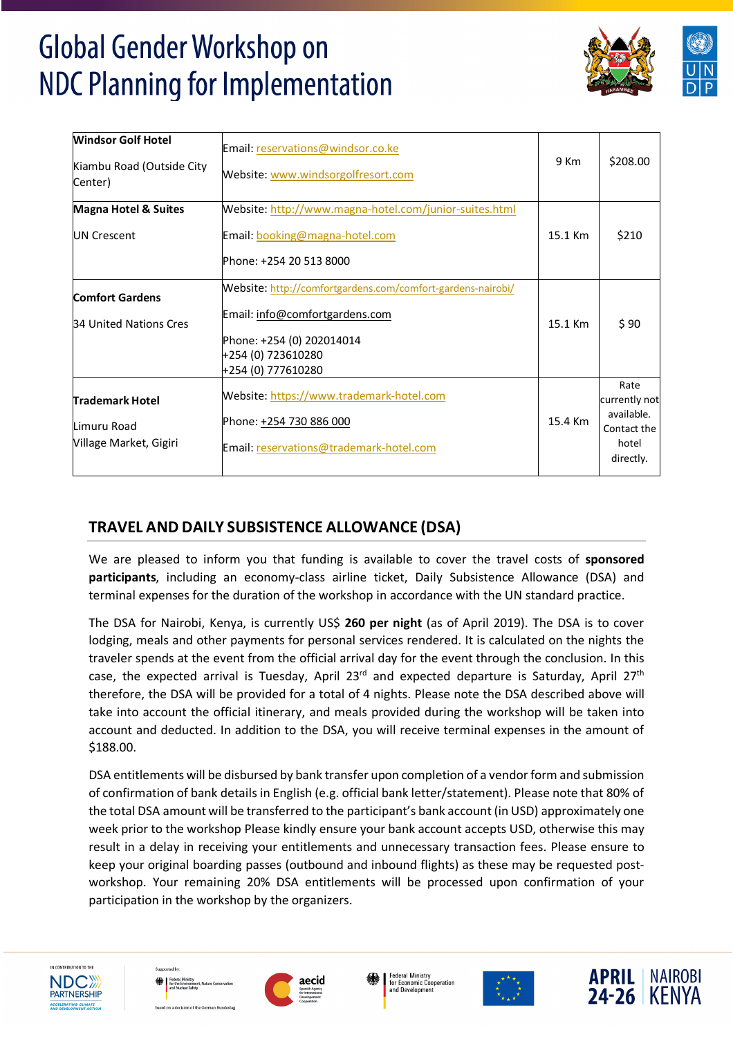| Windsor Golf Hotel<br><br>Kiambu Road (Outside City Center) | Email: reservations@windsor.co.ke<br><br>Website: www.windsorgolfresort.com | 9 Km | $208.00 |
|---|---|---|---|
| **Magna Hotel & Suites**<br><br>UN Crescent | Website: http://www.magna-hotel.com/junior-suites.html<br><br>Email: booking@magna-hotel.com<br><br>Phone: +254 20 513 8000 | 15.1 Km | $210 |
| **Comfort Gardens**<br><br>34 United Nations Cres | Website: http://comfortgardens.com/comfort-gardens-nairobi/<br><br>Email: info@comfortgardens.com<br><br>Phone: +254 (0) 202014014<br>+254 (0) 723610280<br>+254 (0) 777610280 | 15.1 Km | $ 90 |
| **Trademark Hotel**<br><br>Limuru Road<br>Village Market, Gigiri | Website: https://www.trademark-hotel.com<br><br>Phone: +254 730 886 000<br><br>Email: reservations@trademark-hotel.com | 15.4 Km | Rate currently not available. Contact the hotel directly. |

## TRAVEL AND DAILY SUBSISTENCE ALLOWANCE (DSA)

We are pleased to inform you that funding is available to cover the travel costs of **sponsored participants**, including an economy-class airline ticket, Daily Subsistence Allowance (DSA) and terminal expenses for the duration of the workshop in accordance with the UN standard practice.

The DSA for Nairobi, Kenya, is currently US$ **260 per night** (as of April 2019). The DSA is to cover lodging, meals and other payments for personal services rendered. It is calculated on the nights the traveler spends at the event from the official arrival day for the event through the conclusion. In this case, the expected arrival is Tuesday, April 23rd and expected departure is Saturday, April 27th therefore, the DSA will be provided for a total of 4 nights. Please note the DSA described above will take into account the official itinerary, and meals provided during the workshop will be taken into account and deducted. In addition to the DSA, you will receive terminal expenses in the amount of $188.00.

DSA entitlements will be disbursed by bank transfer upon completion of a vendor form and submission of confirmation of bank details in English (e.g. official bank letter/statement). Please note that 80% of the total DSA amount will be transferred to the participant's bank account (in USD) approximately one week prior to the workshop Please kindly ensure your bank account accepts USD, otherwise this may result in a delay in receiving your entitlements and unnecessary transaction fees. Please ensure to keep your original boarding passes (outbound and inbound flights) as these may be requested post-workshop. Your remaining 20% DSA entitlements will be processed upon confirmation of your participation in the workshop by the organizers.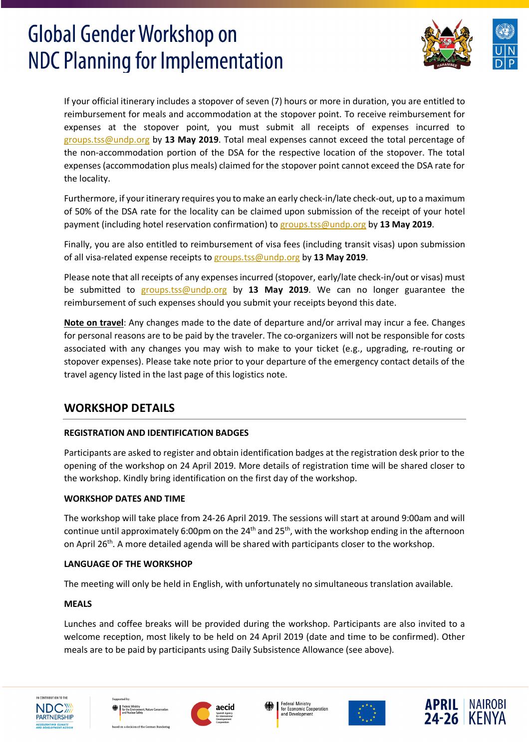If your official itinerary includes a stopover of seven (7) hours or more in duration, you are entitled to reimbursement for meals and accommodation at the stopover point. To receive reimbursement for expenses at the stopover point, you must submit all receipts of expenses incurred to groups.tss@undp.org by **13 May 2019**. Total meal expenses cannot exceed the total percentage of the non-accommodation portion of the DSA for the respective location of the stopover. The total expenses (accommodation plus meals) claimed for the stopover point cannot exceed the DSA rate for the locality.

Furthermore, if your itinerary requires you to make an early check-in/late check-out, up to a maximum of 50% of the DSA rate for the locality can be claimed upon submission of the receipt of your hotel payment (including hotel reservation confirmation) to groups.tss@undp.org by **13 May 2019**.

Finally, you are also entitled to reimbursement of visa fees (including transit visas) upon submission of all visa-related expense receipts to groups.tss@undp.org by **13 May 2019**.

Please note that all receipts of any expenses incurred (stopover, early/late check-in/out or visas) must be submitted to groups.tss@undp.org by **13 May 2019**. We can no longer guarantee the reimbursement of such expenses should you submit your receipts beyond this date.

**Note on travel**: Any changes made to the date of departure and/or arrival may incur a fee. Changes for personal reasons are to be paid by the traveler. The co-organizers will not be responsible for costs associated with any changes you may wish to make to your ticket (e.g., upgrading, re-routing or stopover expenses). Please take note prior to your departure of the emergency contact details of the travel agency listed in the last page of this logistics note.

## WORKSHOP DETAILS

### REGISTRATION AND IDENTIFICATION BADGES

Participants are asked to register and obtain identification badges at the registration desk prior to the opening of the workshop on 24 April 2019. More details of registration time will be shared closer to the workshop. Kindly bring identification on the first day of the workshop.

### WORKSHOP DATES AND TIME

The workshop will take place from 24-26 April 2019. The sessions will start at around 9:00am and will continue until approximately 6:00pm on the 24th and 25th, with the workshop ending in the afternoon on April 26th. A more detailed agenda will be shared with participants closer to the workshop.

### LANGUAGE OF THE WORKSHOP

The meeting will only be held in English, with unfortunately no simultaneous translation available.

### MEALS

Lunches and coffee breaks will be provided during the workshop. Participants are also invited to a welcome reception, most likely to be held on 24 April 2019 (date and time to be confirmed). Other meals are to be paid by participants using Daily Subsistence Allowance (see above).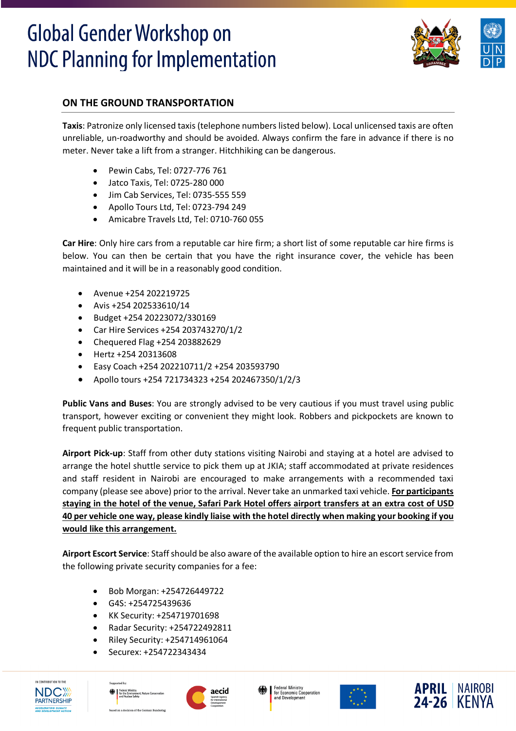## ON THE GROUND TRANSPORTATION

**Taxis**: Patronize only licensed taxis (telephone numbers listed below). Local unlicensed taxis are often unreliable, un-roadworthy and should be avoided. Always confirm the fare in advance if there is no meter. Never take a lift from a stranger. Hitchhiking can be dangerous.

- Pewin Cabs, Tel: 0727-776 761
- Jatco Taxis, Tel: 0725-280 000
- Jim Cab Services, Tel: 0735-555 559
- Apollo Tours Ltd, Tel: 0723-794 249
- Amicabre Travels Ltd, Tel: 0710-760 055

**Car Hire**: Only hire cars from a reputable car hire firm; a short list of some reputable car hire firms is below. You can then be certain that you have the right insurance cover, the vehicle has been maintained and it will be in a reasonably good condition.

- Avenue +254 202219725
- Avis +254 202533610/14
- Budget +254 20223072/330169
- Car Hire Services +254 203743270/1/2
- Chequered Flag +254 203882629
- Hertz +254 20313608
- Easy Coach +254 202210711/2 +254 203593790
- Apollo tours +254 721734323 +254 202467350/1/2/3

**Public Vans and Buses**: You are strongly advised to be very cautious if you must travel using public transport, however exciting or convenient they might look. Robbers and pickpockets are known to frequent public transportation.

**Airport Pick-up**: Staff from other duty stations visiting Nairobi and staying at a hotel are advised to arrange the hotel shuttle service to pick them up at JKIA; staff accommodated at private residences and staff resident in Nairobi are encouraged to make arrangements with a recommended taxi company (please see above) prior to the arrival. Never take an unmarked taxi vehicle. **For participants staying in the hotel of the venue, Safari Park Hotel offers airport transfers at an extra cost of USD 40 per vehicle one way, please kindly liaise with the hotel directly when making your booking if you would like this arrangement.**

**Airport Escort Service**: Staff should be also aware of the available option to hire an escort service from the following private security companies for a fee:

- Bob Morgan: +254726449722
- G4S: +254725439636
- KK Security: +254719701698
- Radar Security: +254722492811
- Riley Security: +254714961064
- Securex: +254722343434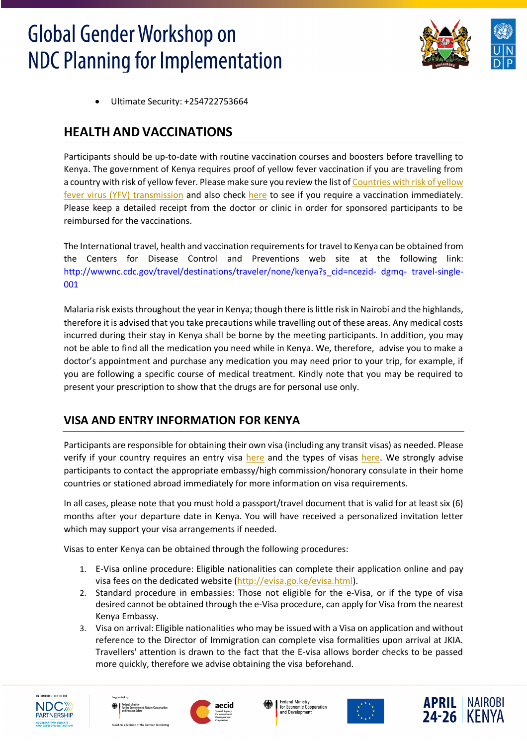- Ultimate Security: +254722753664

## HEALTH AND VACCINATIONS

Participants should be up-to-date with routine vaccination courses and boosters before travelling to Kenya. The government of Kenya requires proof of yellow fever vaccination if you are traveling from a country with risk of yellow fever. Please make sure you review the list of Countries with risk of yellow fever virus (YFV) transmission and also check here to see if you require a vaccination immediately. Please keep a detailed receipt from the doctor or clinic in order for sponsored participants to be reimbursed for the vaccinations.

The International travel, health and vaccination requirements for travel to Kenya can be obtained from the Centers for Disease Control and Preventions web site at the following link: http://wwwnc.cdc.gov/travel/destinations/traveler/none/kenya?s_cid=ncezid- dgmq- travel-single-001

Malaria risk exists throughout the year in Kenya; though there is little risk in Nairobi and the highlands, therefore it is advised that you take precautions while travelling out of these areas. Any medical costs incurred during their stay in Kenya shall be borne by the meeting participants. In addition, you may not be able to find all the medication you need while in Kenya. We, therefore, advise you to make a doctor's appointment and purchase any medication you may need prior to your trip, for example, if you are following a specific course of medical treatment. Kindly note that you may be required to present your prescription to show that the drugs are for personal use only.

## VISA AND ENTRY INFORMATION FOR KENYA

Participants are responsible for obtaining their own visa (including any transit visas) as needed. Please verify if your country requires an entry visa here and the types of visas here. We strongly advise participants to contact the appropriate embassy/high commission/honorary consulate in their home countries or stationed abroad immediately for more information on visa requirements.

In all cases, please note that you must hold a passport/travel document that is valid for at least six (6) months after your departure date in Kenya. You will have received a personalized invitation letter which may support your visa arrangements if needed.

Visas to enter Kenya can be obtained through the following procedures:

1. E-Visa online procedure: Eligible nationalities can complete their application online and pay visa fees on the dedicated website (http://evisa.go.ke/evisa.html).
2. Standard procedure in embassies: Those not eligible for the e-Visa, or if the type of visa desired cannot be obtained through the e-Visa procedure, can apply for Visa from the nearest Kenya Embassy.
3. Visa on arrival: Eligible nationalities who may be issued with a Visa on application and without reference to the Director of Immigration can complete visa formalities upon arrival at JKIA. Travellers' attention is drawn to the fact that the E-visa allows border checks to be passed more quickly, therefore we advise obtaining the visa beforehand.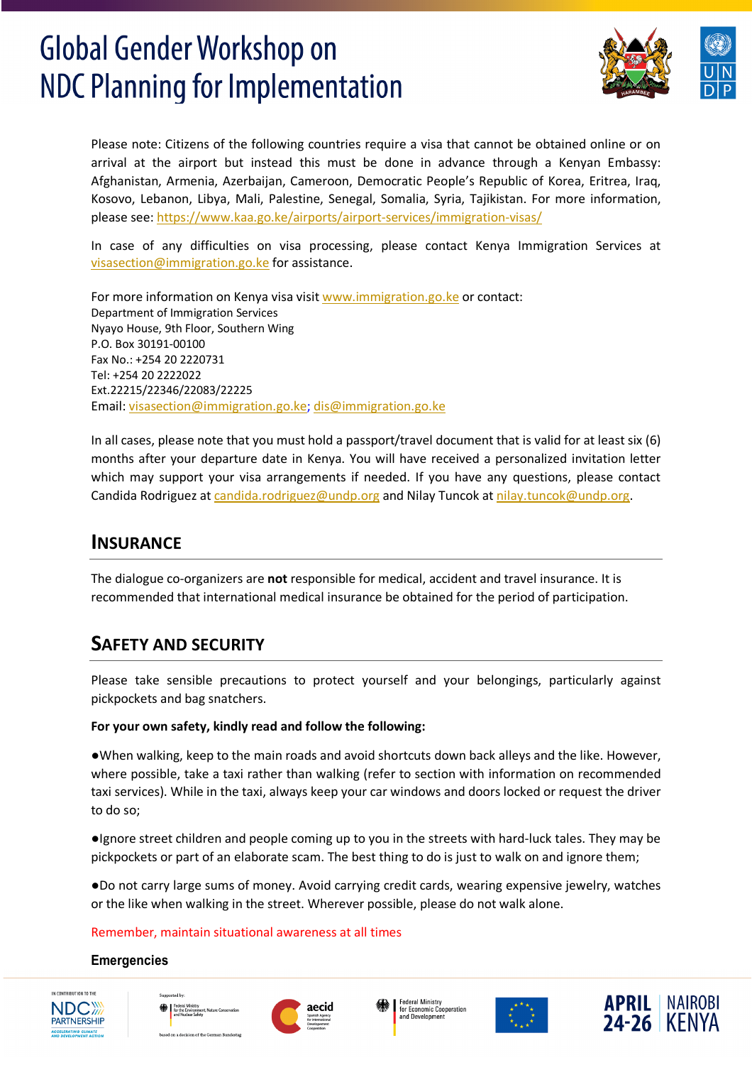Please note: Citizens of the following countries require a visa that cannot be obtained online or on arrival at the airport but instead this must be done in advance through a Kenyan Embassy: Afghanistan, Armenia, Azerbaijan, Cameroon, Democratic People's Republic of Korea, Eritrea, Iraq, Kosovo, Lebanon, Libya, Mali, Palestine, Senegal, Somalia, Syria, Tajikistan. For more information, please see: https://www.kaa.go.ke/airports/airport-services/immigration-visas/

In case of any difficulties on visa processing, please contact Kenya Immigration Services at visasection@immigration.go.ke for assistance.

For more information on Kenya visa visit www.immigration.go.ke or contact:
Department of Immigration Services
Nyayo House, 9th Floor, Southern Wing
P.O. Box 30191-00100
Fax No.: +254 20 2220731
Tel: +254 20 2222022
Ext.22215/22346/22083/22225
Email: visasection@immigration.go.ke; dis@immigration.go.ke

In all cases, please note that you must hold a passport/travel document that is valid for at least six (6) months after your departure date in Kenya. You will have received a personalized invitation letter which may support your visa arrangements if needed. If you have any questions, please contact Candida Rodriguez at candida.rodriguez@undp.org and Nilay Tuncok at nilay.tuncok@undp.org.

## Insurance

The dialogue co-organizers are **not** responsible for medical, accident and travel insurance. It is recommended that international medical insurance be obtained for the period of participation.

## Safety and Security

Please take sensible precautions to protect yourself and your belongings, particularly against pickpockets and bag snatchers.

**For your own safety, kindly read and follow the following:**

- When walking, keep to the main roads and avoid shortcuts down back alleys and the like. However, where possible, take a taxi rather than walking (refer to section with information on recommended taxi services). While in the taxi, always keep your car windows and doors locked or request the driver to do so;

- Ignore street children and people coming up to you in the streets with hard-luck tales. They may be pickpockets or part of an elaborate scam. The best thing to do is just to walk on and ignore them;

- Do not carry large sums of money. Avoid carrying credit cards, wearing expensive jewelry, watches or the like when walking in the street. Wherever possible, please do not walk alone.

Remember, maintain situational awareness at all times

**Emergencies**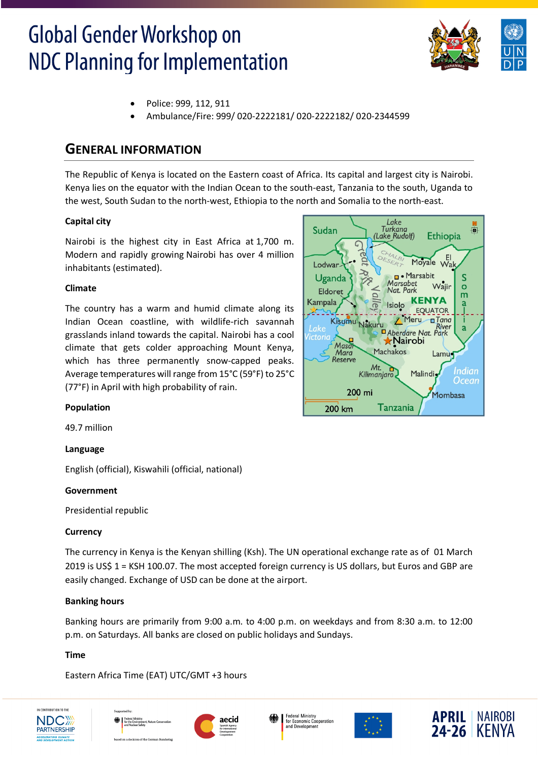- Police: 999, 112, 911
- Ambulance/Fire: 999/ 020-2222181/ 020-2222182/ 020-2344599

## GENERAL INFORMATION

The Republic of Kenya is located on the Eastern coast of Africa. Its capital and largest city is Nairobi. Kenya lies on the equator with the Indian Ocean to the south-east, Tanzania to the south, Uganda to the west, South Sudan to the north-west, Ethiopia to the north and Somalia to the north-east.

**Capital city**

Nairobi is the highest city in East Africa at 1,700 m. Modern and rapidly growing Nairobi has over 4 million inhabitants (estimated).

**Climate**

The country has a warm and humid climate along its Indian Ocean coastline, with wildlife-rich savannah grasslands inland towards the capital. Nairobi has a cool climate that gets colder approaching Mount Kenya, which has three permanently snow-capped peaks. Average temperatures will range from 15°C (59°F) to 25°C (77°F) in April with high probability of rain.

**Population**

49.7 million

**Language**

English (official), Kiswahili (official, national)

**Government**

Presidential republic

**Currency**

The currency in Kenya is the Kenyan shilling (Ksh). The UN operational exchange rate as of 01 March 2019 is US$ 1 = KSH 100.07. The most accepted foreign currency is US dollars, but Euros and GBP are easily changed. Exchange of USD can be done at the airport.

**Banking hours**

Banking hours are primarily from 9:00 a.m. to 4:00 p.m. on weekdays and from 8:30 a.m. to 12:00 p.m. on Saturdays. All banks are closed on public holidays and Sundays.

**Time**

Eastern Africa Time (EAT) UTC/GMT +3 hours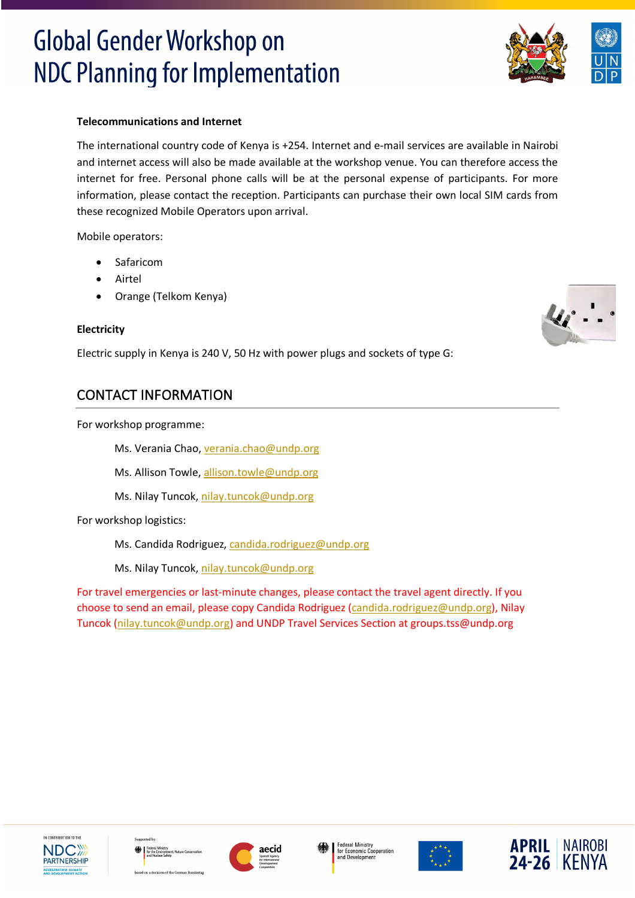**Telecommunications and Internet**

The international country code of Kenya is +254. Internet and e-mail services are available in Nairobi and internet access will also be made available at the workshop venue. You can therefore access the internet for free. Personal phone calls will be at the personal expense of participants. For more information, please contact the reception. Participants can purchase their own local SIM cards from these recognized Mobile Operators upon arrival.

Mobile operators:

- Safaricom
- Airtel
- Orange (Telkom Kenya)

**Electricity**

Electric supply in Kenya is 240 V, 50 Hz with power plugs and sockets of type G:

## CONTACT INFORMATION

For workshop programme:

Ms. Verania Chao, verania.chao@undp.org

Ms. Allison Towle, allison.towle@undp.org

Ms. Nilay Tuncok, nilay.tuncok@undp.org

For workshop logistics:

Ms. Candida Rodriguez, candida.rodriguez@undp.org

Ms. Nilay Tuncok, nilay.tuncok@undp.org

For travel emergencies or last-minute changes, please contact the travel agent directly. If you choose to send an email, please copy Candida Rodriguez (candida.rodriguez@undp.org), Nilay Tuncok (nilay.tuncok@undp.org) and UNDP Travel Services Section at groups.tss@undp.org